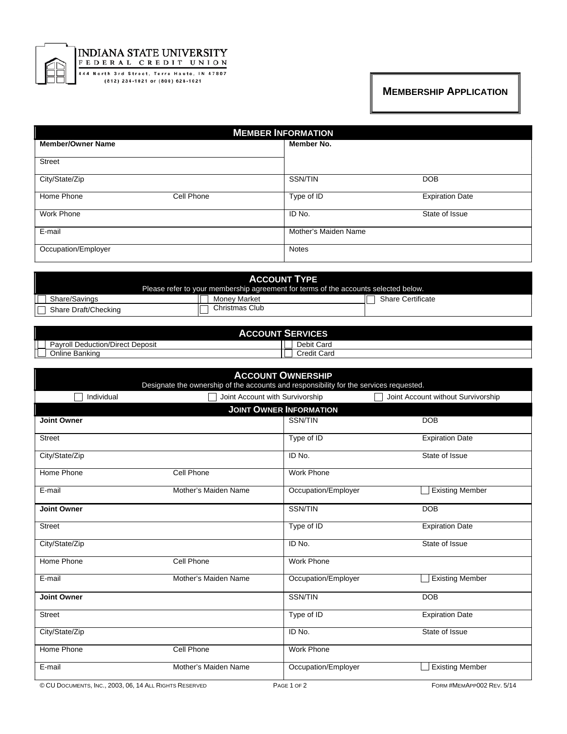INDIANA STATE UNIVERSITY
FEDERAL CREDIT UNION
444 North 3rd Street, Terre Haute, IN 47807
(812) 234-1021 or (800) 628-1021

# MEMBERSHIP APPLICATION

## MEMBER INFORMATION

| | | | |
|---|---|---|---|
| **Member/Owner Name** | | **Member No.** | |
| Street | | | |
| City/State/Zip | | SSN/TIN | DOB |
| Home Phone | Cell Phone | Type of ID | Expiration Date |
| Work Phone | | ID No. | State of Issue |
| E-mail | | Mother's Maiden Name | |
| Occupation/Employer | | Notes | |

## ACCOUNT TYPE

Please refer to your membership agreement for terms of the accounts selected below.

| | | |
|---|---|---|
| ☐ Share/Savings | ☐ Money Market | ☐ Share Certificate |
| ☐ Share Draft/Checking | ☐ Christmas Club | |

## ACCOUNT SERVICES

| | |
|---|---|
| ☐ Payroll Deduction/Direct Deposit | ☐ Debit Card |
| ☐ Online Banking | ☐ Credit Card |

## ACCOUNT OWNERSHIP

Designate the ownership of the accounts and responsibility for the services requested.

☐ Individual ☐ Joint Account with Survivorship ☐ Joint Account without Survivorship

## JOINT OWNER INFORMATION

| | | | |
|---|---|---|---|
| **Joint Owner** | | SSN/TIN | DOB |
| Street | | Type of ID | Expiration Date |
| City/State/Zip | | ID No. | State of Issue |
| Home Phone | Cell Phone | Work Phone | |
| E-mail | Mother's Maiden Name | Occupation/Employer | ☐ Existing Member |
| **Joint Owner** | | SSN/TIN | DOB |
| Street | | Type of ID | Expiration Date |
| City/State/Zip | | ID No. | State of Issue |
| Home Phone | Cell Phone | Work Phone | |
| E-mail | Mother's Maiden Name | Occupation/Employer | ☐ Existing Member |
| **Joint Owner** | | SSN/TIN | DOB |
| Street | | Type of ID | Expiration Date |
| City/State/Zip | | ID No. | State of Issue |
| Home Phone | Cell Phone | Work Phone | |
| E-mail | Mother's Maiden Name | Occupation/Employer | ☐ Existing Member |

© CU DOCUMENTS, INC., 2003, 06, 14 ALL RIGHTS RESERVED FORM #MEMAPP002 REV. 5/14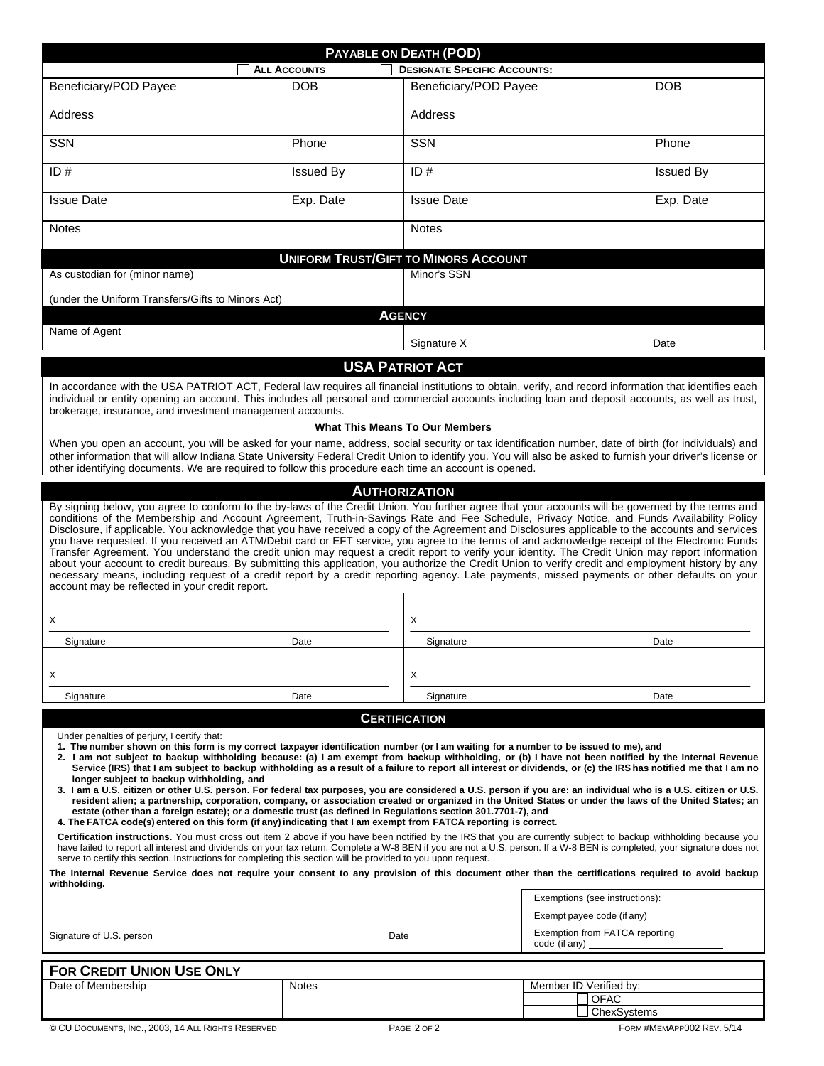## PAYABLE ON DEATH (POD)

☐ ALL ACCOUNTS ☐ DESIGNATE SPECIFIC ACCOUNTS:

| | | | |
|---|---|---|---|
| Beneficiary/POD Payee | DOB | Beneficiary/POD Payee | DOB |
| Address | | Address | |
| SSN | Phone | SSN | Phone |
| ID # | Issued By | ID # | Issued By |
| Issue Date | Exp. Date | Issue Date | Exp. Date |
| Notes | | Notes | |

## UNIFORM TRUST/GIFT TO MINORS ACCOUNT

| | |
|---|---|
| As custodian for (minor name)<br>(under the Uniform Transfers/Gifts to Minors Act) | Minor's SSN |

## AGENCY

| | | |
|---|---|---|
| Name of Agent | Signature X | Date |

## USA PATRIOT ACT

In accordance with the USA PATRIOT ACT, Federal law requires all financial institutions to obtain, verify, and record information that identifies each individual or entity opening an account. This includes all personal and commercial accounts including loan and deposit accounts, as well as trust, brokerage, insurance, and investment management accounts.

**What This Means To Our Members**

When you open an account, you will be asked for your name, address, social security or tax identification number, date of birth (for individuals) and other information that will allow Indiana State University Federal Credit Union to identify you. You will also be asked to furnish your driver's license or other identifying documents. We are required to follow this procedure each time an account is opened.

## AUTHORIZATION

By signing below, you agree to conform to the by-laws of the Credit Union. You further agree that your accounts will be governed by the terms and conditions of the Membership and Account Agreement, Truth-in-Savings Rate and Fee Schedule, Privacy Notice, and Funds Availability Policy Disclosure, if applicable. You acknowledge that you have received a copy of the Agreement and Disclosures applicable to the accounts and services you have requested. If you received an ATM/Debit card or EFT service, you agree to the terms of and acknowledge receipt of the Electronic Funds Transfer Agreement. You understand the credit union may request a credit report to verify your identity. The Credit Union may report information about your account to credit bureaus. By submitting this application, you authorize the Credit Union to verify credit and employment history by any necessary means, including request of a credit report by a credit reporting agency. Late payments, missed payments or other defaults on your account may be reflected in your credit report.

| | | | |
|---|---|---|---|
| X Signature | Date | X Signature | Date |
| X Signature | Date | X Signature | Date |

## CERTIFICATION

Under penalties of perjury, I certify that:

1. **The number shown on this form is my correct taxpayer identification number (or I am waiting for a number to be issued to me), and**
2. **I am not subject to backup withholding because: (a) I am exempt from backup withholding, or (b) I have not been notified by the Internal Revenue Service (IRS) that I am subject to backup withholding as a result of a failure to report all interest or dividends, or (c) the IRS has notified me that I am no longer subject to backup withholding, and**
3. **I am a U.S. citizen or other U.S. person. For federal tax purposes, you are considered a U.S. person if you are: an individual who is a U.S. citizen or U.S. resident alien; a partnership, corporation, company, or association created or organized in the United States or under the laws of the United States; an estate (other than a foreign estate); or a domestic trust (as defined in Regulations section 301.7701-7), and**
4. **The FATCA code(s) entered on this form (if any) indicating that I am exempt from FATCA reporting is correct.**

**Certification instructions.** You must cross out item 2 above if you have been notified by the IRS that you are currently subject to backup withholding because you have failed to report all interest and dividends on your tax return. Complete a W-8 BEN if you are not a U.S. person. If a W-8 BEN is completed, your signature does not serve to certify this section. Instructions for completing this section will be provided to you upon request.

**The Internal Revenue Service does not require your consent to any provision of this document other than the certifications required to avoid backup withholding.**

| | | |
|---|---|---|
| Signature of U.S. person | Date | Exemptions (see instructions):<br>Exempt payee code (if any) ______<br>Exemption from FATCA reporting code (if any) ______ |

## FOR CREDIT UNION USE ONLY

| Date of Membership | Notes | Member ID Verified by: |
|---|---|---|
| | | ☐ OFAC<br>☐ ChexSystems |

© CU DOCUMENTS, INC., 2003, 14 ALL RIGHTS RESERVED — FORM #MEMAPP002 REV. 5/14